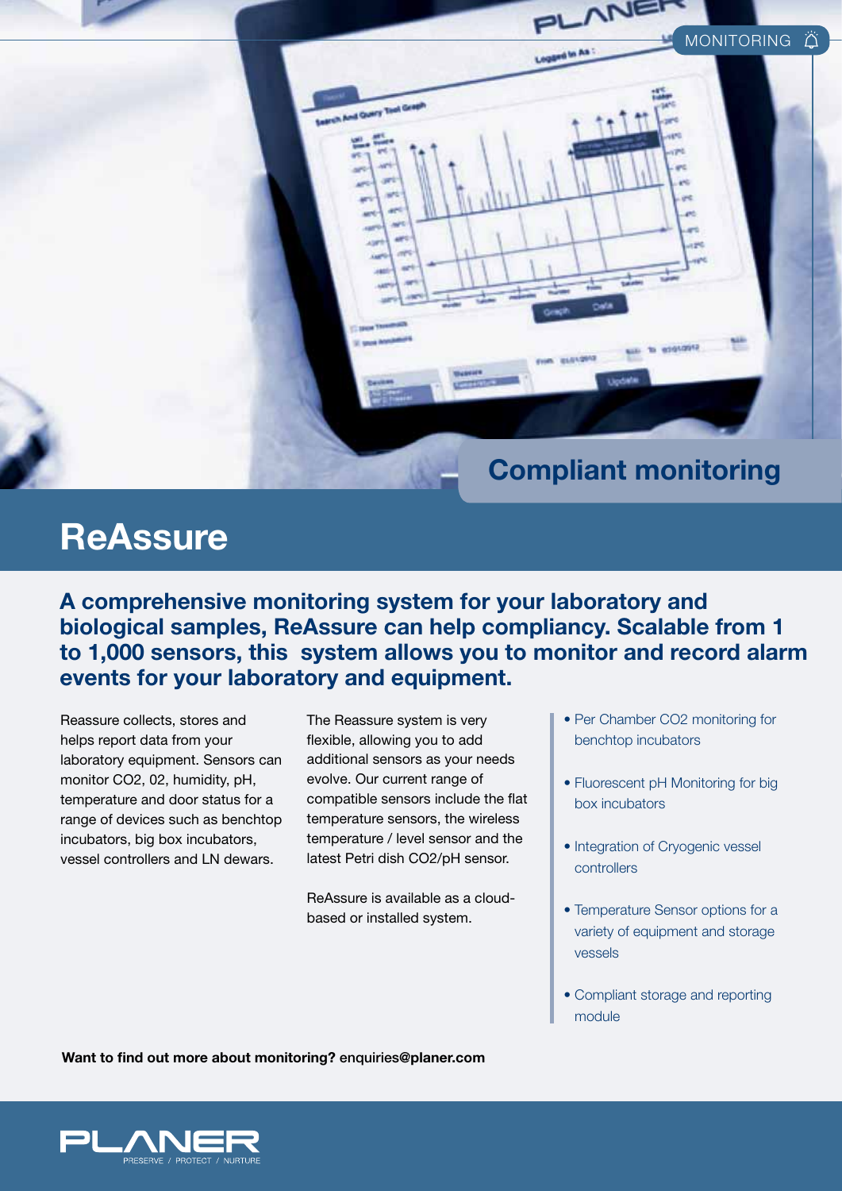MONITORING

## Compliant monitoring

# ReAssure

**A comprehensive monitoring system for your laboratory and biological samples, ReAssure can help compliancy. Scalable from 1 to 1,000 sensors, this system allows you to monitor and record alarm events for your laboratory and equipment.**

Reassure collects, stores and helps report data from your laboratory equipment. Sensors can monitor CO2, 02, humidity, pH, temperature and door status for a range of devices such as benchtop incubators, big box incubators, vessel controllers and LN dewars.

The Reassure system is very flexible, allowing you to add additional sensors as your needs evolve. Our current range of compatible sensors include the flat temperature sensors, the wireless temperature / level sensor and the latest Petri dish CO2/pH sensor.

ReAssure is available as a cloud-based or installed system.

- Per Chamber CO2 monitoring for benchtop incubators
- Fluorescent pH Monitoring for big box incubators
- Integration of Cryogenic vessel controllers
- Temperature Sensor options for a variety of equipment and storage vessels
- Compliant storage and reporting module

**Want to find out more about monitoring?** enquiries@planer.com

PLANER
PRESERVE / PROTECT / NURTURE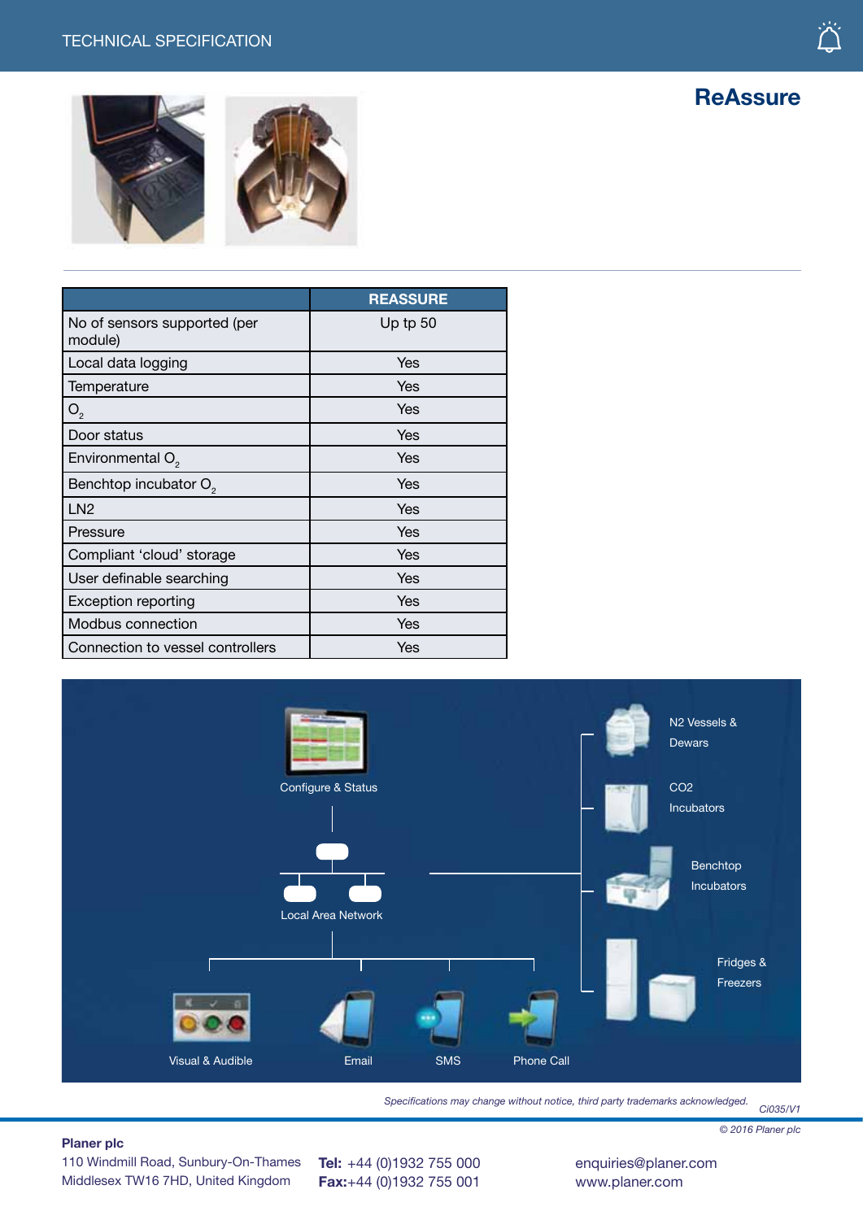# ReAssure

| | REASSURE |
|---|---|
| No of sensors supported (per module) | Up tp 50 |
| Local data logging | Yes |
| Temperature | Yes |
| $O_2$ | Yes |
| Door status | Yes |
| Environmental $O_2$ | Yes |
| Benchtop incubator $O_2$ | Yes |
| LN2 | Yes |
| Pressure | Yes |
| Compliant ‘cloud’ storage | Yes |
| User definable searching | Yes |
| Exception reporting | Yes |
| Modbus connection | Yes |
| Connection to vessel controllers | Yes |

Configure & Status

Local Area Network

N2 Vessels & Dewars

CO2 Incubators

Benchtop Incubators

Fridges & Freezers

Visual & Audible

Email

SMS

Phone Call

*Specifications may change without notice, third party trademarks acknowledged.* *Ci035/V1*

*© 2016 Planer plc*

**Planer plc**
110 Windmill Road, Sunbury-On-Thames
Middlesex TW16 7HD, United Kingdom

**Tel:** +44 (0)1932 755 000
**Fax:**+44 (0)1932 755 001

enquiries@planer.com
www.planer.com